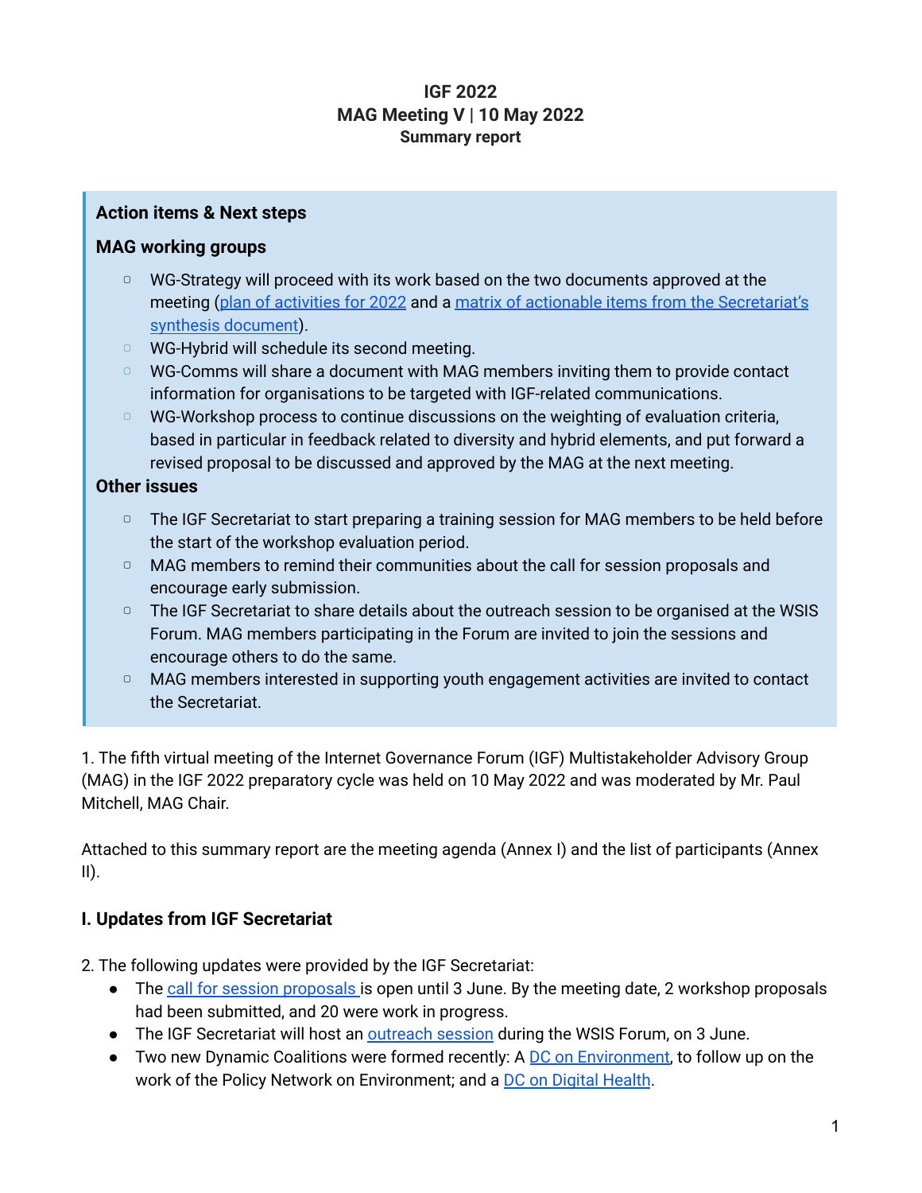# IGF 2022
## MAG Meeting V | 10 May 2022
**Summary report**

### Action items & Next steps

#### MAG working groups

- WG-Strategy will proceed with its work based on the two documents approved at the meeting (plan of activities for 2022 and a matrix of actionable items from the Secretariat's synthesis document).
- WG-Hybrid will schedule its second meeting.
- WG-Comms will share a document with MAG members inviting them to provide contact information for organisations to be targeted with IGF-related communications.
- WG-Workshop process to continue discussions on the weighting of evaluation criteria, based in particular in feedback related to diversity and hybrid elements, and put forward a revised proposal to be discussed and approved by the MAG at the next meeting.

#### Other issues

- The IGF Secretariat to start preparing a training session for MAG members to be held before the start of the workshop evaluation period.
- MAG members to remind their communities about the call for session proposals and encourage early submission.
- The IGF Secretariat to share details about the outreach session to be organised at the WSIS Forum. MAG members participating in the Forum are invited to join the sessions and encourage others to do the same.
- MAG members interested in supporting youth engagement activities are invited to contact the Secretariat.

1. The fifth virtual meeting of the Internet Governance Forum (IGF) Multistakeholder Advisory Group (MAG) in the IGF 2022 preparatory cycle was held on 10 May 2022 and was moderated by Mr. Paul Mitchell, MAG Chair.

Attached to this summary report are the meeting agenda (Annex I) and the list of participants (Annex II).

### I. Updates from IGF Secretariat

2. The following updates were provided by the IGF Secretariat:

- The call for session proposals is open until 3 June. By the meeting date, 2 workshop proposals had been submitted, and 20 were work in progress.
- The IGF Secretariat will host an outreach session during the WSIS Forum, on 3 June.
- Two new Dynamic Coalitions were formed recently: A DC on Environment, to follow up on the work of the Policy Network on Environment; and a DC on Digital Health.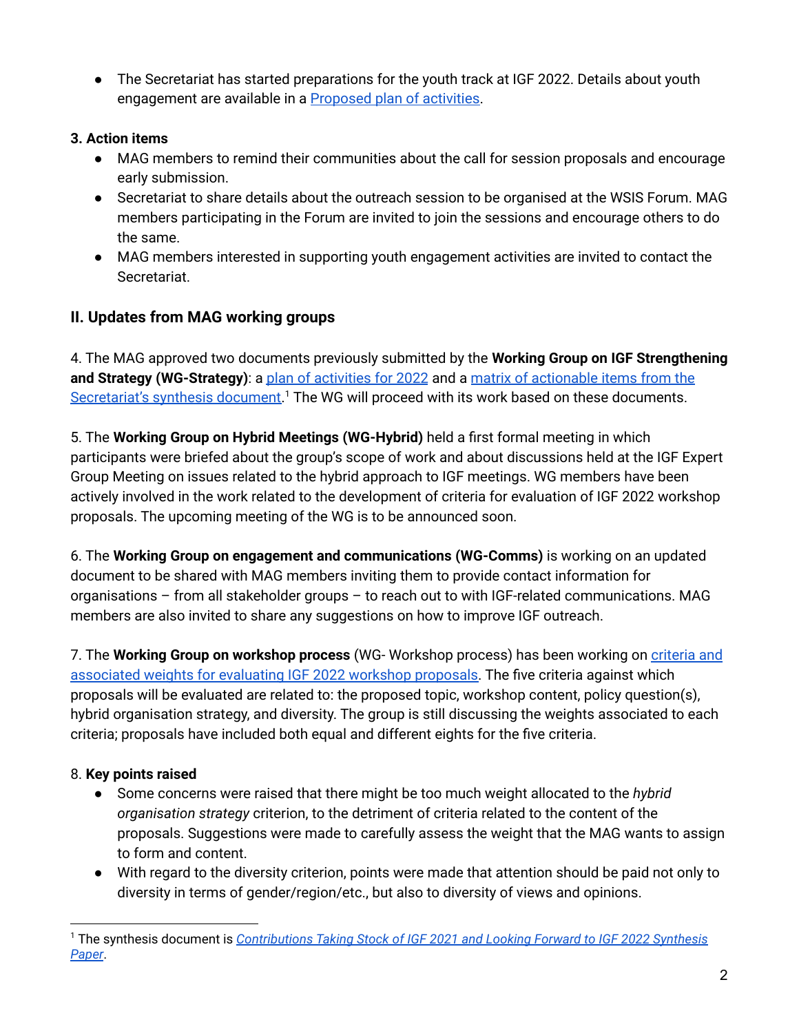- The Secretariat has started preparations for the youth track at IGF 2022. Details about youth engagement are available in a Proposed plan of activities.

**3. Action items**

- MAG members to remind their communities about the call for session proposals and encourage early submission.
- Secretariat to share details about the outreach session to be organised at the WSIS Forum. MAG members participating in the Forum are invited to join the sessions and encourage others to do the same.
- MAG members interested in supporting youth engagement activities are invited to contact the Secretariat.

## II. Updates from MAG working groups

4. The MAG approved two documents previously submitted by the **Working Group on IGF Strengthening and Strategy (WG-Strategy)**: a plan of activities for 2022 and a matrix of actionable items from the Secretariat's synthesis document.[1] The WG will proceed with its work based on these documents.

5. The **Working Group on Hybrid Meetings (WG-Hybrid)** held a first formal meeting in which participants were briefed about the group's scope of work and about discussions held at the IGF Expert Group Meeting on issues related to the hybrid approach to IGF meetings. WG members have been actively involved in the work related to the development of criteria for evaluation of IGF 2022 workshop proposals. The upcoming meeting of the WG is to be announced soon.

6. The **Working Group on engagement and communications (WG-Comms)** is working on an updated document to be shared with MAG members inviting them to provide contact information for organisations – from all stakeholder groups – to reach out to with IGF-related communications. MAG members are also invited to share any suggestions on how to improve IGF outreach.

7. The **Working Group on workshop process** (WG- Workshop process) has been working on criteria and associated weights for evaluating IGF 2022 workshop proposals. The five criteria against which proposals will be evaluated are related to: the proposed topic, workshop content, policy question(s), hybrid organisation strategy, and diversity. The group is still discussing the weights associated to each criteria; proposals have included both equal and different eights for the five criteria.

8. **Key points raised**

- Some concerns were raised that there might be too much weight allocated to the *hybrid organisation strategy* criterion, to the detriment of criteria related to the content of the proposals. Suggestions were made to carefully assess the weight that the MAG wants to assign to form and content.
- With regard to the diversity criterion, points were made that attention should be paid not only to diversity in terms of gender/region/etc., but also to diversity of views and opinions.

---

[1] The synthesis document is *Contributions Taking Stock of IGF 2021 and Looking Forward to IGF 2022 Synthesis Paper*.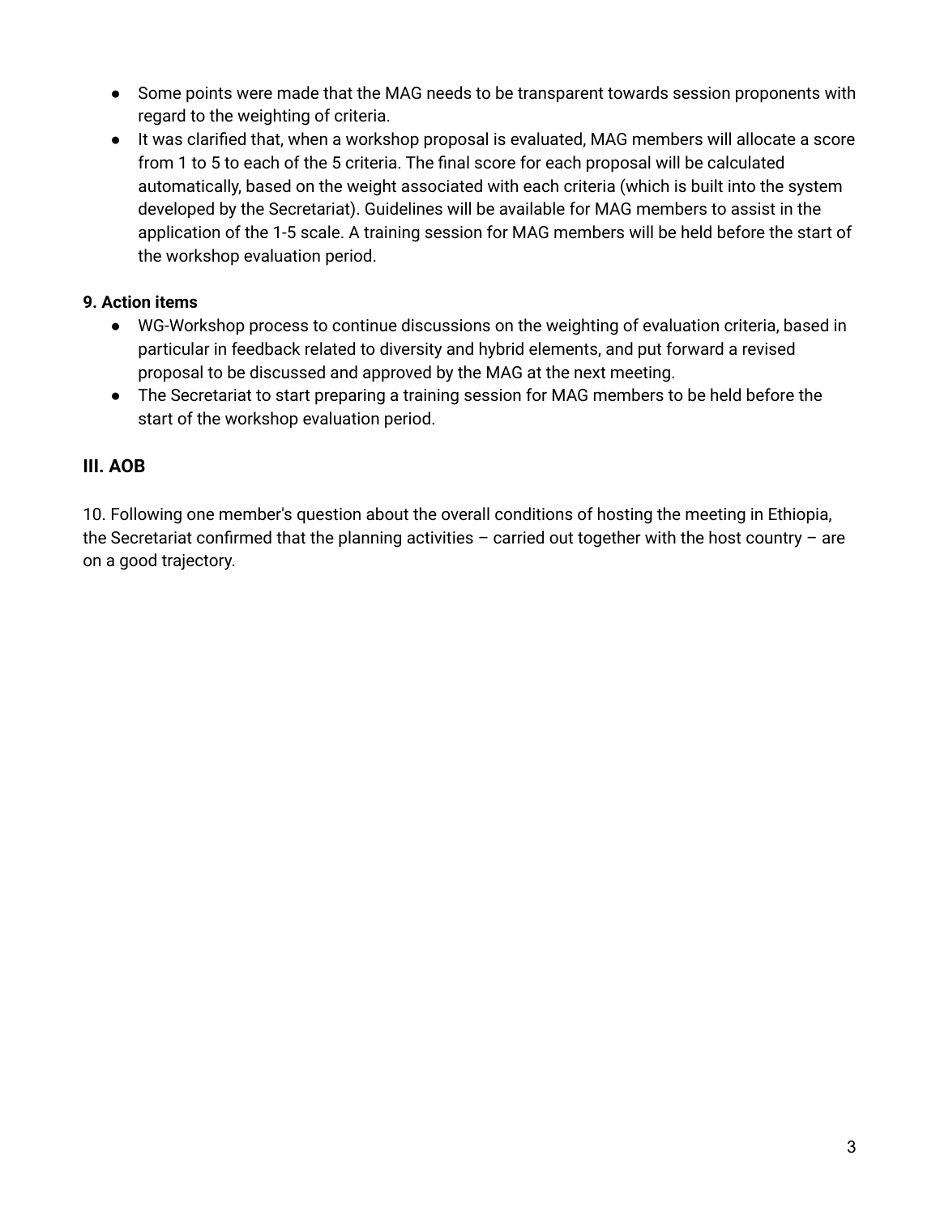- Some points were made that the MAG needs to be transparent towards session proponents with regard to the weighting of criteria.
- It was clarified that, when a workshop proposal is evaluated, MAG members will allocate a score from 1 to 5 to each of the 5 criteria. The final score for each proposal will be calculated automatically, based on the weight associated with each criteria (which is built into the system developed by the Secretariat). Guidelines will be available for MAG members to assist in the application of the 1-5 scale. A training session for MAG members will be held before the start of the workshop evaluation period.

**9. Action items**

- WG-Workshop process to continue discussions on the weighting of evaluation criteria, based in particular in feedback related to diversity and hybrid elements, and put forward a revised proposal to be discussed and approved by the MAG at the next meeting.
- The Secretariat to start preparing a training session for MAG members to be held before the start of the workshop evaluation period.

## III. AOB

10. Following one member's question about the overall conditions of hosting the meeting in Ethiopia, the Secretariat confirmed that the planning activities – carried out together with the host country – are on a good trajectory.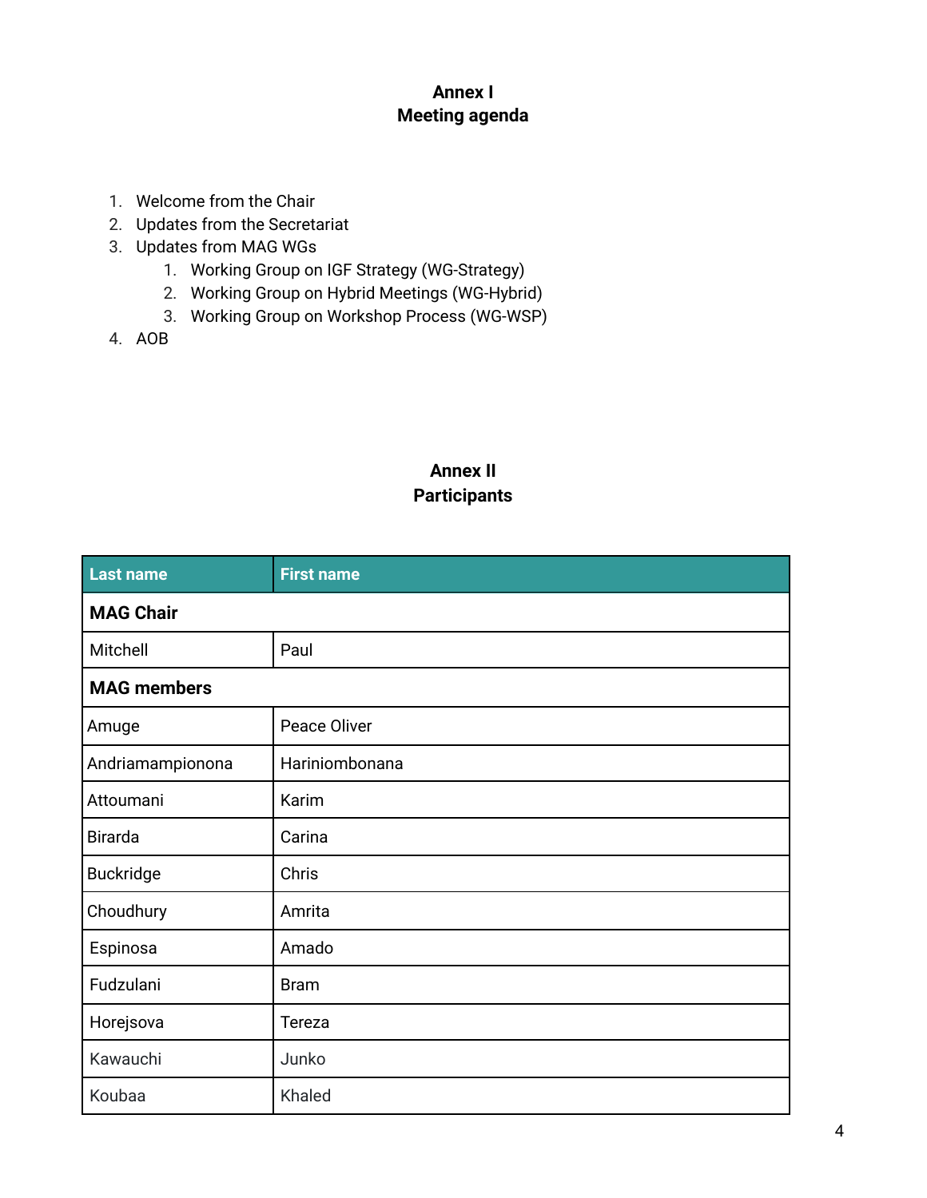## Annex I
## Meeting agenda

1. Welcome from the Chair
2. Updates from the Secretariat
3. Updates from MAG WGs
    1. Working Group on IGF Strategy (WG-Strategy)
    2. Working Group on Hybrid Meetings (WG-Hybrid)
    3. Working Group on Workshop Process (WG-WSP)
4. AOB

## Annex II
## Participants

| Last name | First name |
|---|---|
| **MAG Chair** | |
| Mitchell | Paul |
| **MAG members** | |
| Amuge | Peace Oliver |
| Andriamampionona | Hariniombonana |
| Attoumani | Karim |
| Birarda | Carina |
| Buckridge | Chris |
| Choudhury | Amrita |
| Espinosa | Amado |
| Fudzulani | Bram |
| Horejsova | Tereza |
| Kawauchi | Junko |
| Koubaa | Khaled |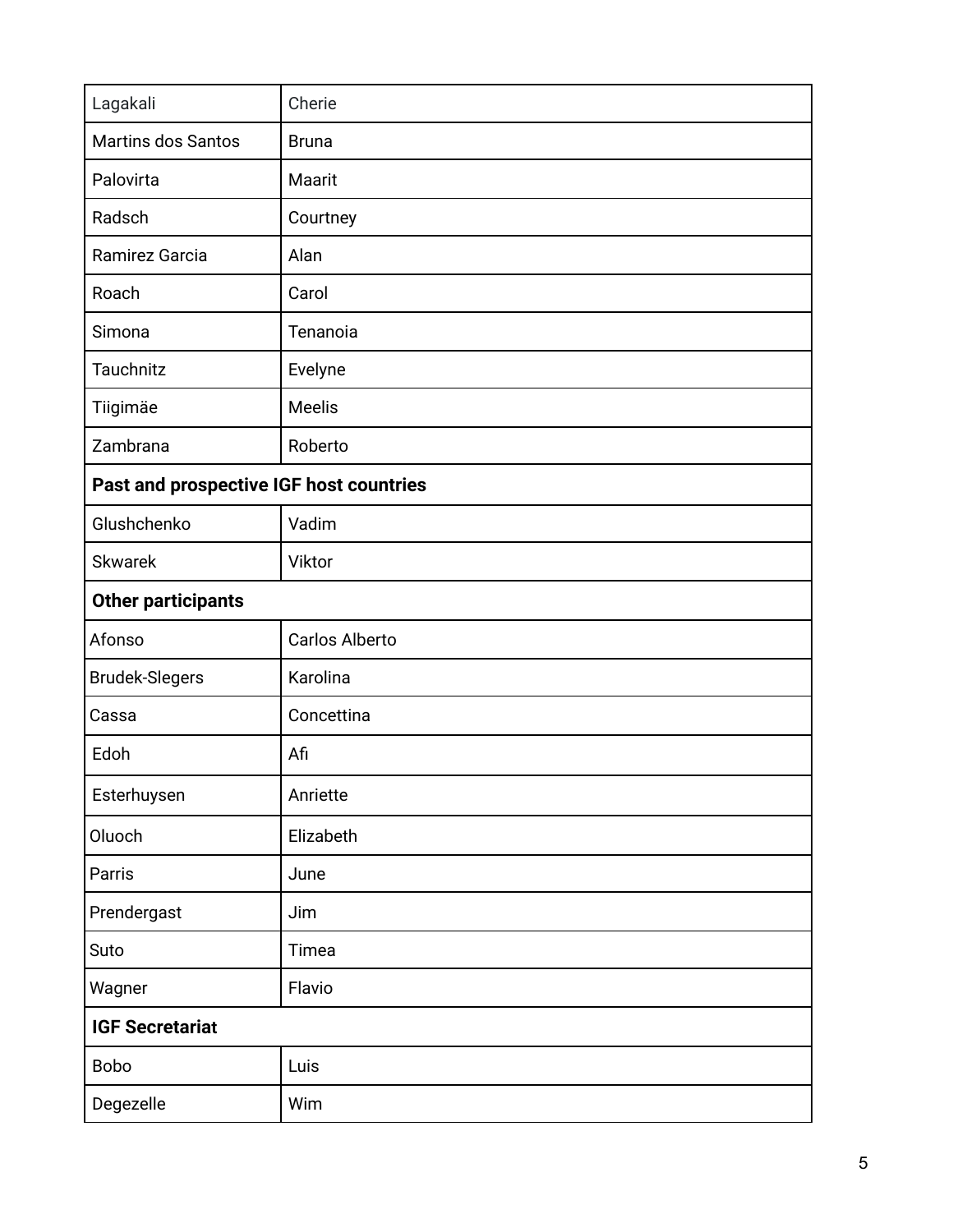| | |
|---|---|
| Lagakali | Cherie |
| Martins dos Santos | Bruna |
| Palovirta | Maarit |
| Radsch | Courtney |
| Ramirez Garcia | Alan |
| Roach | Carol |
| Simona | Tenanoia |
| Tauchnitz | Evelyne |
| Tiigimäe | Meelis |
| Zambrana | Roberto |
| **Past and prospective IGF host countries** | |
| Glushchenko | Vadim |
| Skwarek | Viktor |
| **Other participants** | |
| Afonso | Carlos Alberto |
| Brudek-Slegers | Karolina |
| Cassa | Concettina |
| Edoh | Afi |
| Esterhuysen | Anriette |
| Oluoch | Elizabeth |
| Parris | June |
| Prendergast | Jim |
| Suto | Timea |
| Wagner | Flavio |
| **IGF Secretariat** | |
| Bobo | Luis |
| Degezelle | Wim |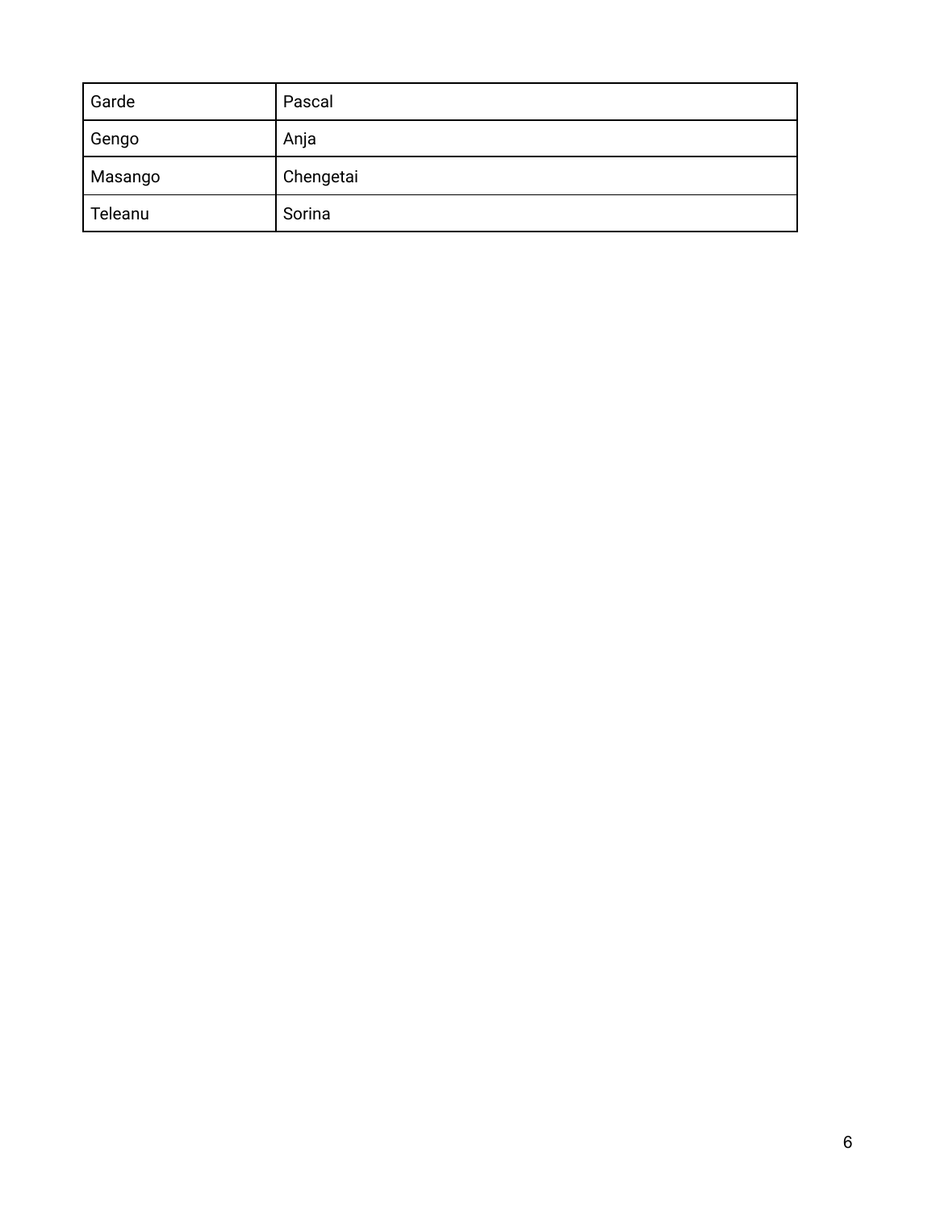| | |
|---|---|
| Garde | Pascal |
| Gengo | Anja |
| Masango | Chengetai |
| Teleanu | Sorina |